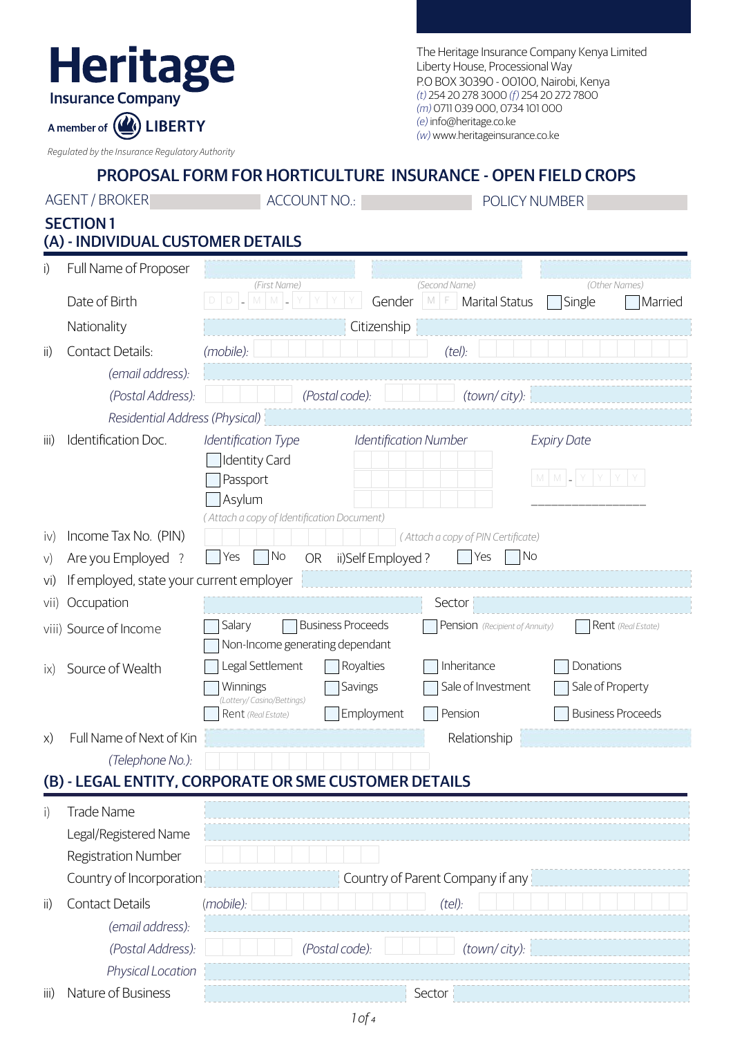**Heritage**
**Insurance Company**
A member of LIBERTY

*Regulated by the Insurance Regulatory Authority*

The Heritage Insurance Company Kenya Limited
Liberty House, Processional Way
P.O BOX 30390 - 00100, Nairobi, Kenya
*(t)* 254 20 278 3000 *(f)* 254 20 272 7800
*(m)* 0711 039 000, 0734 101 000
*(e)* info@heritage.co.ke
*(w)* www.heritageinsurance.co.ke

# PROPOSAL FORM FOR HORTICULTURE INSURANCE - OPEN FIELD CROPS

AGENT / BROKER ______ ACCOUNT NO.: ______ POLICY NUMBER ______

## SECTION 1

## (A) - INDIVIDUAL CUSTOMER DETAILS

i) Full Name of Proposer ______ *(First Name)* ______ *(Second Name)* ______ *(Other Names)*

Date of Birth D D - M M - Y Y Y Y Gender M F Marital Status ☐ Single ☐ Married

Nationality ______ Citizenship ______

ii) Contact Details: *(mobile):* ______ *(tel):* ______

*(email address):* ______

*(Postal Address):* ______ *(Postal code):* ______ *(town/ city):* ______

*Residential Address (Physical)* ______

iii) Identification Doc.

| *Identification Type* | *Identification Number* | *Expiry Date* |
|---|---|---|
| ☐ Identity Card | | M M - Y Y Y Y |
| ☐ Passport | | |
| ☐ Asylum | | ______________ |

*( Attach a copy of Identification Document)*

iv) Income Tax No. (PIN) ______ *( Attach a copy of PIN Certificate)*

v) Are you Employed ? ☐ Yes ☐ No OR ii)Self Employed ? ☐ Yes ☐ No

vi) If employed, state your current employer ______

vii) Occupation ______ Sector ______

viii) Source of Income ☐ Salary ☐ Business Proceeds ☐ Pension *(Recipient of Annuity)* ☐ Rent *(Real Estate)*
☐ Non-Income generating dependant

ix) Source of Wealth
☐ Legal Settlement ☐ Royalties ☐ Inheritance ☐ Donations
☐ Winnings *(Lottery/ Casino/Bettings)* ☐ Savings ☐ Sale of Investment ☐ Sale of Property
☐ Rent *(Real Estate)* ☐ Employment ☐ Pension ☐ Business Proceeds

x) Full Name of Next of Kin ______ Relationship ______

*(Telephone No.):* ______

## (B) - LEGAL ENTITY, CORPORATE OR SME CUSTOMER DETAILS

i) Trade Name ______

Legal/Registered Name ______

Registration Number ______

Country of Incorporation ______ Country of Parent Company if any ______

ii) Contact Details *(mobile):* ______ *(tel):* ______

*(email address):* ______

*(Postal Address):* ______ *(Postal code):* ______ *(town/ city):* ______

*Physical Location* ______

iii) Nature of Business ______ Sector ______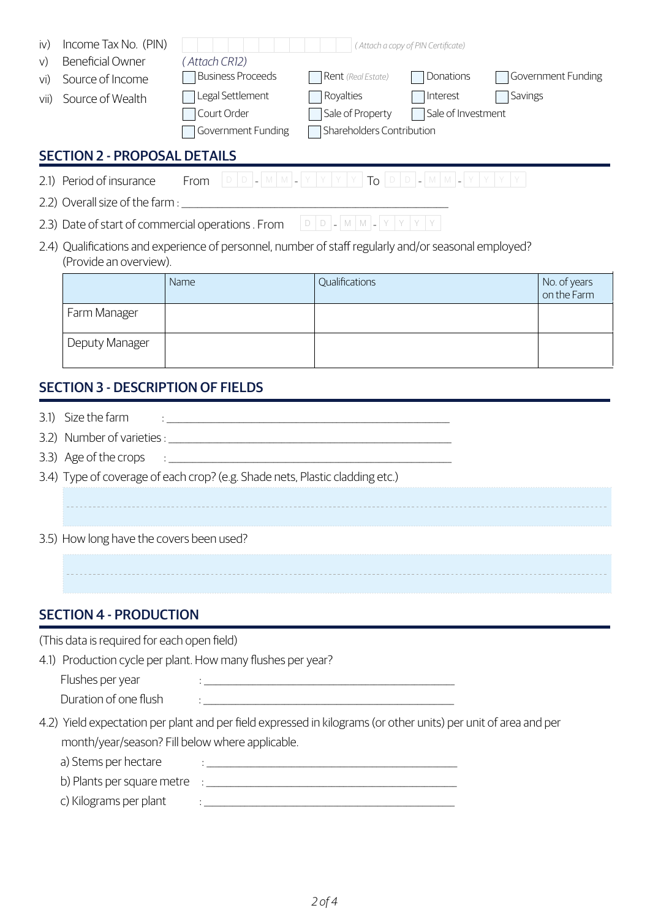iv) Income Tax No. (PIN) ☐☐☐☐☐☐☐☐☐☐☐ *( Attach a copy of PIN Certificate)*

v) Beneficial Owner *( Attach CR12)*

vi) Source of Income ☐ Business Proceeds ☐ Rent *(Real Estate)* ☐ Donations ☐ Government Funding

vii) Source of Wealth ☐ Legal Settlement ☐ Royalties ☐ Interest ☐ Savings

☐ Court Order ☐ Sale of Property ☐ Sale of Investment

☐ Government Funding ☐ Shareholders Contribution

## SECTION 2 - PROPOSAL DETAILS

2.1) Period of insurance From D D - M M - Y Y Y Y To D D - M M - Y Y Y Y

2.2) Overall size of the farm : ______________________________

2.3) Date of start of commercial operations . From D D - M M - Y Y Y Y

2.4) Qualifications and experience of personnel, number of staff regularly and/or seasonal employed? (Provide an overview).

| | Name | Qualifications | No. of years on the Farm |
|---|---|---|---|
| Farm Manager | | | |
| Deputy Manager | | | |

## SECTION 3 - DESCRIPTION OF FIELDS

3.1) Size the farm : ______________________________

3.2) Number of varieties : ______________________________

3.3) Age of the crops : ______________________________

3.4) Type of coverage of each crop? (e.g. Shade nets, Plastic cladding etc.)

______________________________

3.5) How long have the covers been used?

______________________________

## SECTION 4 - PRODUCTION

(This data is required for each open field)

4.1) Production cycle per plant. How many flushes per year?

Flushes per year : ______________________________

Duration of one flush : ______________________________

4.2) Yield expectation per plant and per field expressed in kilograms (or other units) per unit of area and per month/year/season? Fill below where applicable.

a) Stems per hectare : ______________________________

b) Plants per square metre : ______________________________

c) Kilograms per plant : ______________________________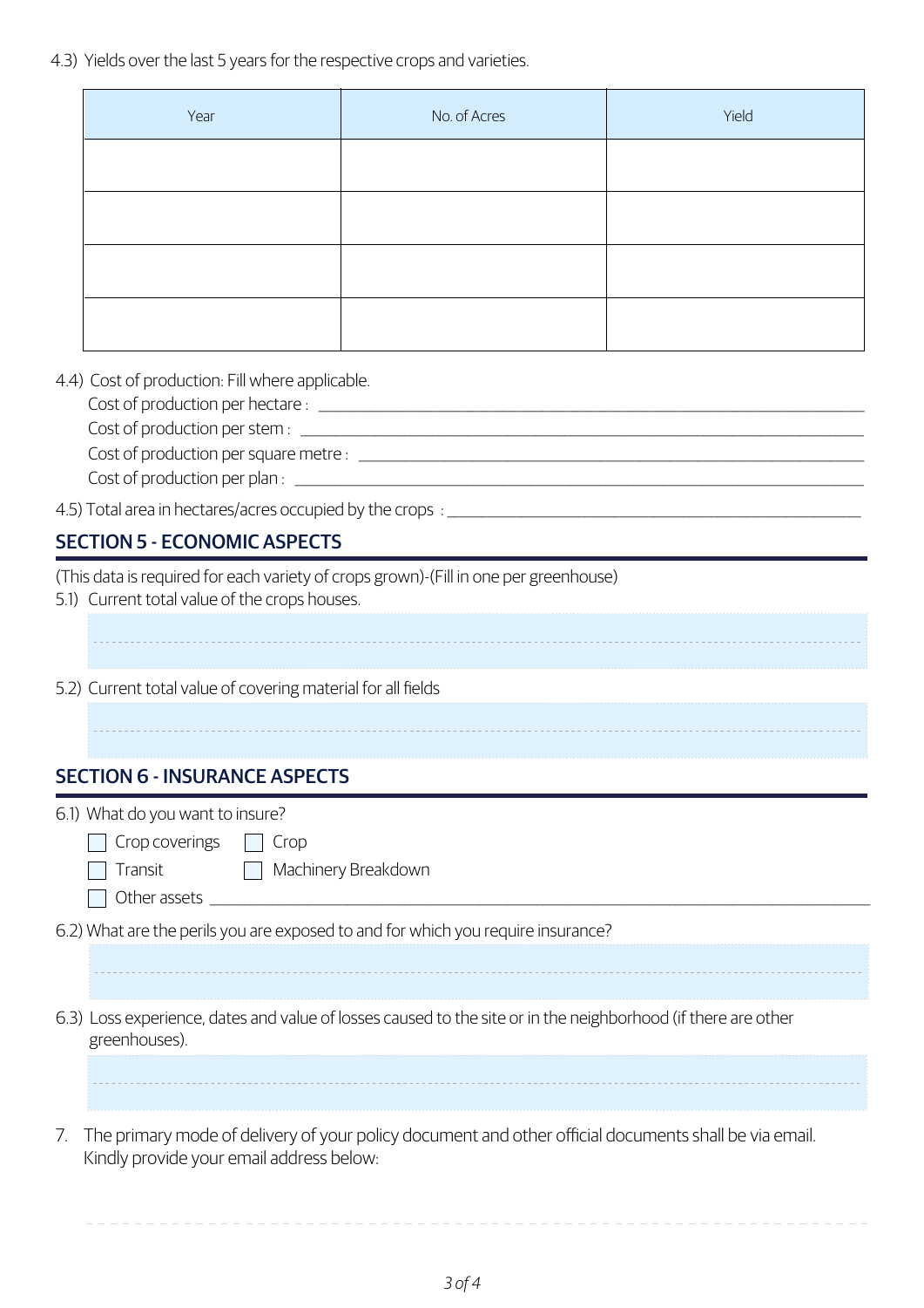4.3) Yields over the last 5 years for the respective crops and varieties.

| Year | No. of Acres | Yield |
|---|---|---|
| | | |
| | | |
| | | |
| | | |

4.4) Cost of production: Fill where applicable.

Cost of production per hectare : ______________________________

Cost of production per stem : ______________________________

Cost of production per square metre : ______________________________

Cost of production per plan : ______________________________

4.5) Total area in hectares/acres occupied by the crops : ______________________________

## SECTION 5 - ECONOMIC ASPECTS

(This data is required for each variety of crops grown)-(Fill in one per greenhouse)

5.1) Current total value of the crops houses.

______________________________

5.2) Current total value of covering material for all fields

______________________________

## SECTION 6 - INSURANCE ASPECTS

6.1) What do you want to insure?

- [ ] Crop coverings
- [ ] Crop
- [ ] Transit
- [ ] Machinery Breakdown
- [ ] Other assets ______________________________

6.2) What are the perils you are exposed to and for which you require insurance?

______________________________

6.3) Loss experience, dates and value of losses caused to the site or in the neighborhood (if there are other greenhouses).

______________________________

7. The primary mode of delivery of your policy document and other official documents shall be via email. Kindly provide your email address below:

______________________________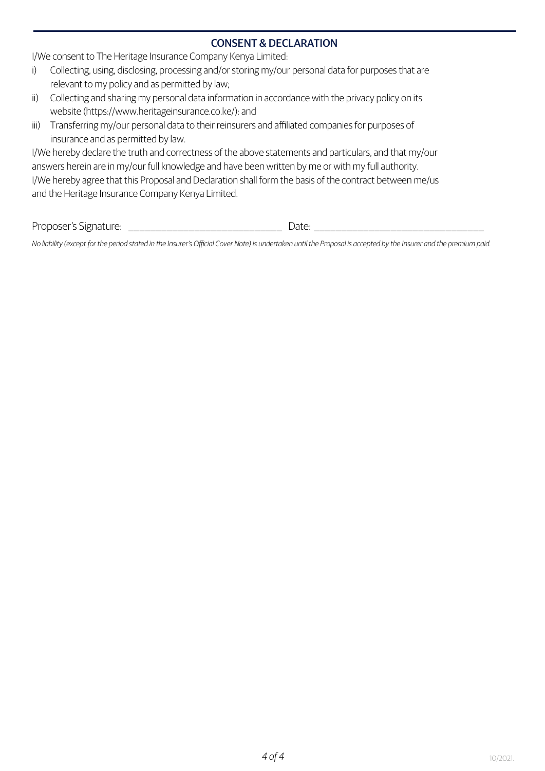## CONSENT & DECLARATION

I/We consent to The Heritage Insurance Company Kenya Limited:

i) Collecting, using, disclosing, processing and/or storing my/our personal data for purposes that are relevant to my policy and as permitted by law;

ii) Collecting and sharing my personal data information in accordance with the privacy policy on its website (https://www.heritageinsurance.co.ke/): and

iii) Transferring my/our personal data to their reinsurers and affiliated companies for purposes of insurance and as permitted by law.

I/We hereby declare the truth and correctness of the above statements and particulars, and that my/our answers herein are in my/our full knowledge and have been written by me or with my full authority.
I/We hereby agree that this Proposal and Declaration shall form the basis of the contract between me/us and the Heritage Insurance Company Kenya Limited.

Proposer's Signature: ______________________________ Date: ______________________________

*No liability (except for the period stated in the Insurer's Official Cover Note) is undertaken until the Proposal is accepted by the Insurer and the premium paid.*

10/2021.